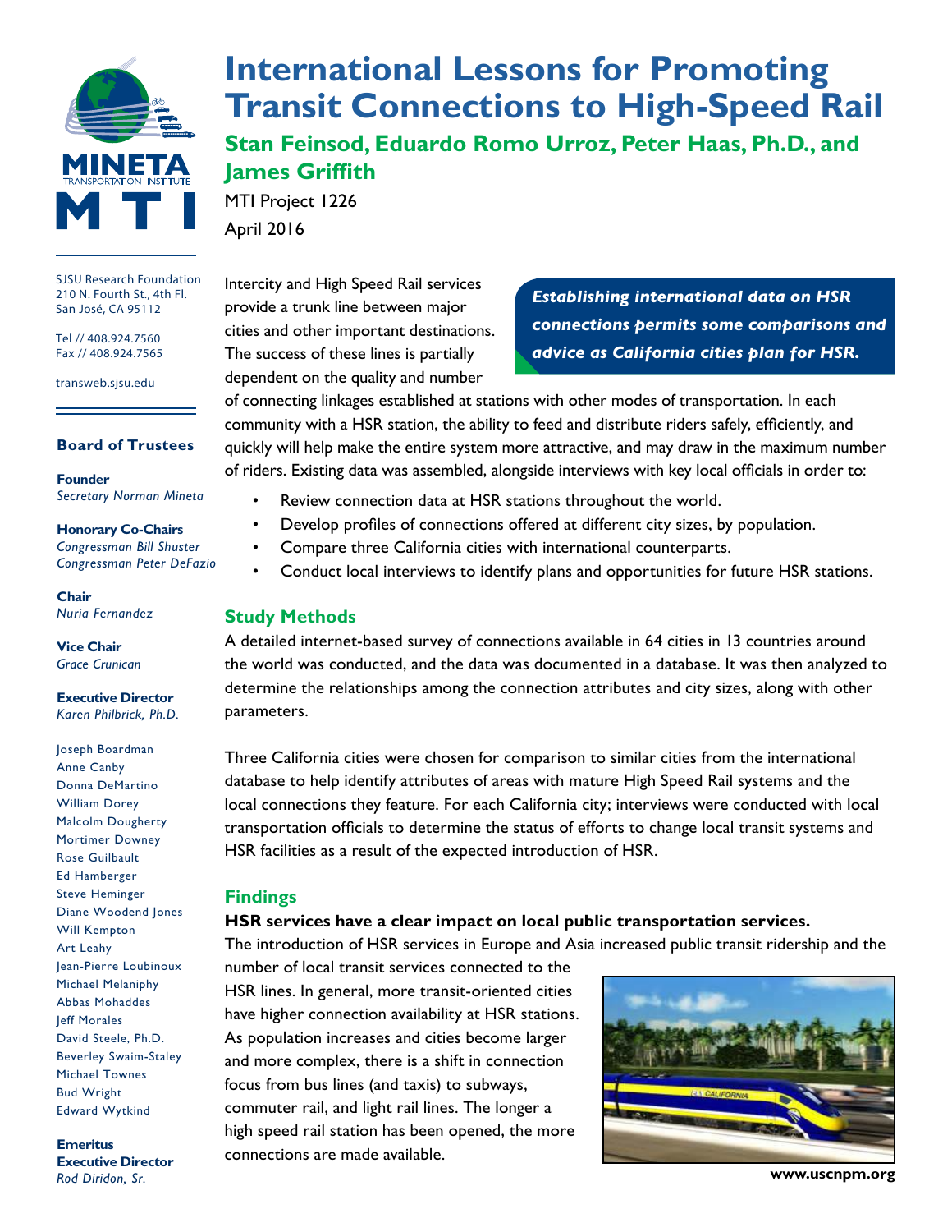MINETA TRANSPORTATION INSTITUTE

MTI

SJSU Research Foundation
210 N. Fourth St., 4th Fl.
San José, CA 95112

Tel // 408.924.7560
Fax // 408.924.7565

transweb.sjsu.edu

**Board of Trustees**

**Founder**
*Secretary Norman Mineta*

**Honorary Co-Chairs**
*Congressman Bill Shuster*
*Congressman Peter DeFazio*

**Chair**
*Nuria Fernandez*

**Vice Chair**
*Grace Crunican*

**Executive Director**
*Karen Philbrick, Ph.D.*

Joseph Boardman
Anne Canby
Donna DeMartino
William Dorey
Malcolm Dougherty
Mortimer Downey
Rose Guilbault
Ed Hamberger
Steve Heminger
Diane Woodend Jones
Will Kempton
Art Leahy
Jean-Pierre Loubinoux
Michael Melaniphy
Abbas Mohaddes
Jeff Morales
David Steele, Ph.D.
Beverley Swaim-Staley
Michael Townes
Bud Wright
Edward Wytkind

**Emeritus Executive Director**
*Rod Diridon, Sr.*

# International Lessons for Promoting Transit Connections to High-Speed Rail

## Stan Feinsod, Eduardo Romo Urroz, Peter Haas, Ph.D., and James Griffith

MTI Project 1226
April 2016

***Establishing international data on HSR connections permits some comparisons and advice as California cities plan for HSR.***

Intercity and High Speed Rail services provide a trunk line between major cities and other important destinations. The success of these lines is partially dependent on the quality and number of connecting linkages established at stations with other modes of transportation. In each community with a HSR station, the ability to feed and distribute riders safely, efficiently, and quickly will help make the entire system more attractive, and may draw in the maximum number of riders. Existing data was assembled, alongside interviews with key local officials in order to:

- Review connection data at HSR stations throughout the world.
- Develop profiles of connections offered at different city sizes, by population.
- Compare three California cities with international counterparts.
- Conduct local interviews to identify plans and opportunities for future HSR stations.

## Study Methods

A detailed internet-based survey of connections available in 64 cities in 13 countries around the world was conducted, and the data was documented in a database. It was then analyzed to determine the relationships among the connection attributes and city sizes, along with other parameters.

Three California cities were chosen for comparison to similar cities from the international database to help identify attributes of areas with mature High Speed Rail systems and the local connections they feature. For each California city; interviews were conducted with local transportation officials to determine the status of efforts to change local transit systems and HSR facilities as a result of the expected introduction of HSR.

## Findings

**HSR services have a clear impact on local public transportation services.**

The introduction of HSR services in Europe and Asia increased public transit ridership and the number of local transit services connected to the HSR lines. In general, more transit-oriented cities have higher connection availability at HSR stations. As population increases and cities become larger and more complex, there is a shift in connection focus from bus lines (and taxis) to subways, commuter rail, and light rail lines. The longer a high speed rail station has been opened, the more connections are made available.

**www.uscnpm.org**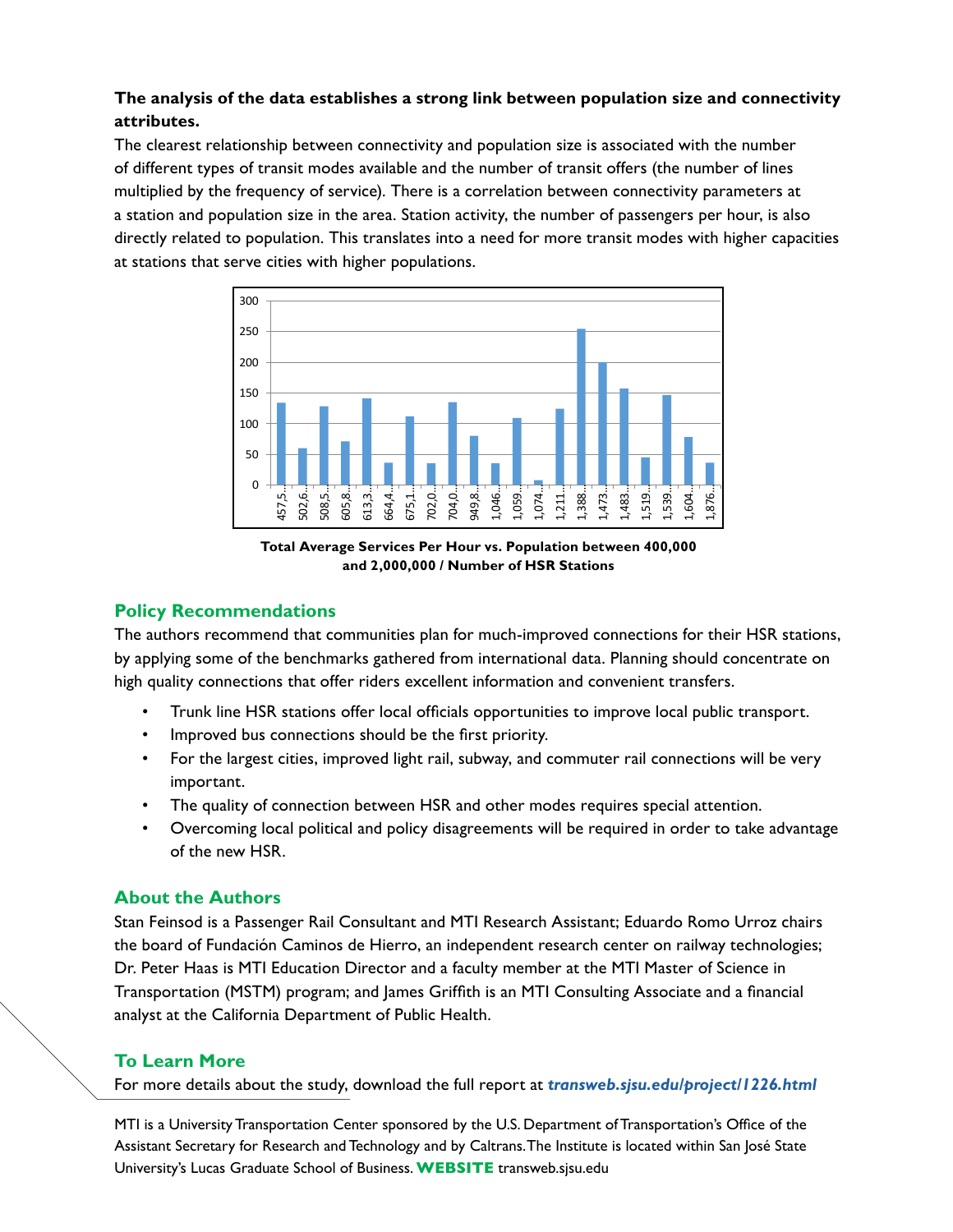**The analysis of the data establishes a strong link between population size and connectivity attributes.**

The clearest relationship between connectivity and population size is associated with the number of different types of transit modes available and the number of transit offers (the number of lines multiplied by the frequency of service). There is a correlation between connectivity parameters at a station and population size in the area. Station activity, the number of passengers per hour, is also directly related to population. This translates into a need for more transit modes with higher capacities at stations that serve cities with higher populations.

300
250
200
150
100
50
0

457,5… 502,6… 508,5… 605,8… 613,3… 664,4… 675,1… 702,0… 704,0… 949,8… 1,046… 1,059… 1,074… 1,211… 1,388… 1,473… 1,483… 1,519… 1,539… 1,604… 1,876…

**Total Average Services Per Hour vs. Population between 400,000 and 2,000,000 / Number of HSR Stations**

## Policy Recommendations

The authors recommend that communities plan for much-improved connections for their HSR stations, by applying some of the benchmarks gathered from international data. Planning should concentrate on high quality connections that offer riders excellent information and convenient transfers.

- Trunk line HSR stations offer local officials opportunities to improve local public transport.
- Improved bus connections should be the first priority.
- For the largest cities, improved light rail, subway, and commuter rail connections will be very important.
- The quality of connection between HSR and other modes requires special attention.
- Overcoming local political and policy disagreements will be required in order to take advantage of the new HSR.

## About the Authors

Stan Feinsod is a Passenger Rail Consultant and MTI Research Assistant; Eduardo Romo Urroz chairs the board of Fundación Caminos de Hierro, an independent research center on railway technologies; Dr. Peter Haas is MTI Education Director and a faculty member at the MTI Master of Science in Transportation (MSTM) program; and James Griffith is an MTI Consulting Associate and a financial analyst at the California Department of Public Health.

## To Learn More

For more details about the study, download the full report at ***transweb.sjsu.edu/project/1226.html***

MTI is a University Transportation Center sponsored by the U.S. Department of Transportation's Office of the Assistant Secretary for Research and Technology and by Caltrans. The Institute is located within San José State University's Lucas Graduate School of Business. **WEBSITE** transweb.sjsu.edu